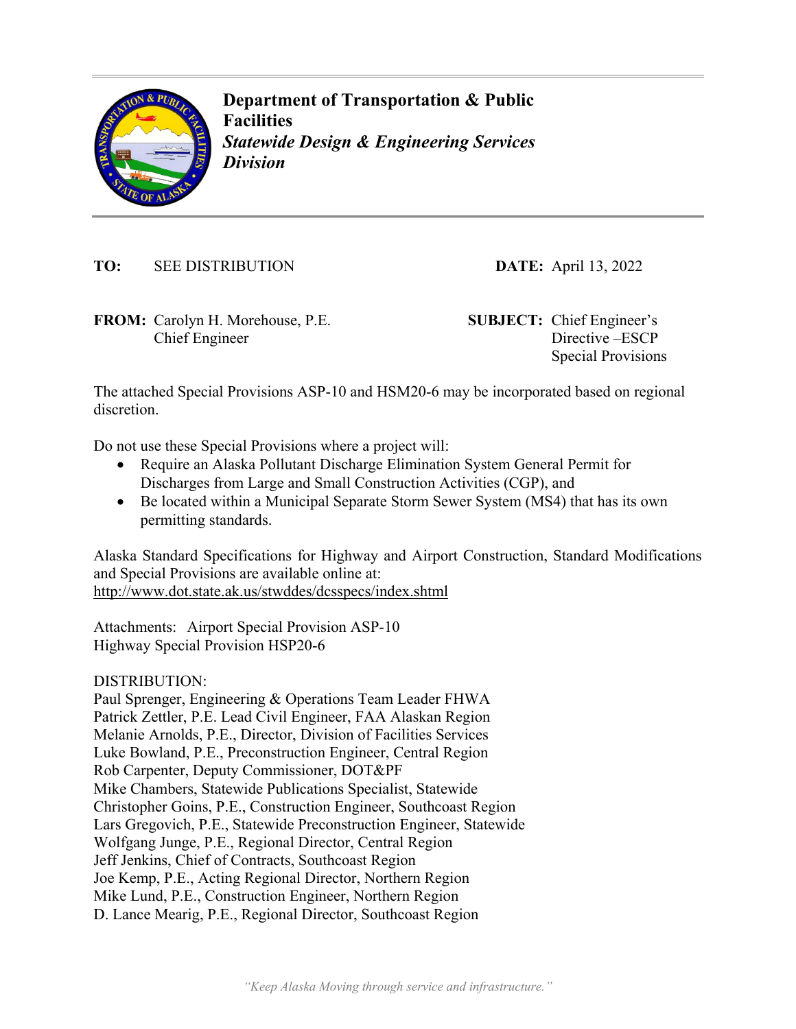**Department of Transportation & Public Facilities**
***Statewide Design & Engineering Services Division***

**TO:** SEE DISTRIBUTION

**DATE:** April 13, 2022

**FROM:** Carolyn H. Morehouse, P.E.
Chief Engineer

**SUBJECT:** Chief Engineer's Directive –ESCP Special Provisions

The attached Special Provisions ASP-10 and HSM20-6 may be incorporated based on regional discretion.

Do not use these Special Provisions where a project will:

- Require an Alaska Pollutant Discharge Elimination System General Permit for Discharges from Large and Small Construction Activities (CGP), and
- Be located within a Municipal Separate Storm Sewer System (MS4) that has its own permitting standards.

Alaska Standard Specifications for Highway and Airport Construction, Standard Modifications and Special Provisions are available online at:
http://www.dot.state.ak.us/stwddes/dcsspecs/index.shtml

Attachments: Airport Special Provision ASP-10
Highway Special Provision HSP20-6

DISTRIBUTION:
Paul Sprenger, Engineering & Operations Team Leader FHWA
Patrick Zettler, P.E. Lead Civil Engineer, FAA Alaskan Region
Melanie Arnolds, P.E., Director, Division of Facilities Services
Luke Bowland, P.E., Preconstruction Engineer, Central Region
Rob Carpenter, Deputy Commissioner, DOT&PF
Mike Chambers, Statewide Publications Specialist, Statewide
Christopher Goins, P.E., Construction Engineer, Southcoast Region
Lars Gregovich, P.E., Statewide Preconstruction Engineer, Statewide
Wolfgang Junge, P.E., Regional Director, Central Region
Jeff Jenkins, Chief of Contracts, Southcoast Region
Joe Kemp, P.E., Acting Regional Director, Northern Region
Mike Lund, P.E., Construction Engineer, Northern Region
D. Lance Mearig, P.E., Regional Director, Southcoast Region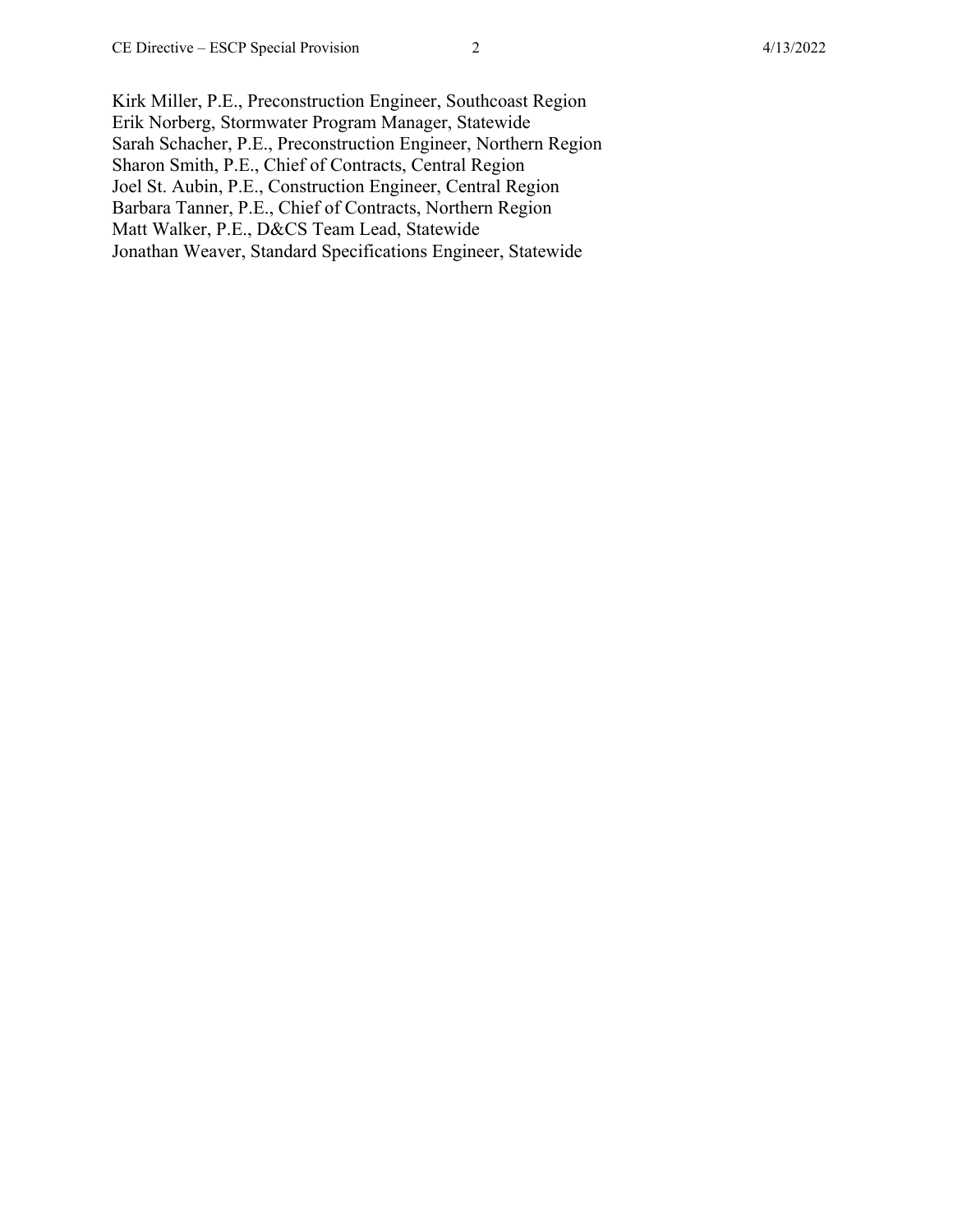Kirk Miller, P.E., Preconstruction Engineer, Southcoast Region
Erik Norberg, Stormwater Program Manager, Statewide
Sarah Schacher, P.E., Preconstruction Engineer, Northern Region
Sharon Smith, P.E., Chief of Contracts, Central Region
Joel St. Aubin, P.E., Construction Engineer, Central Region
Barbara Tanner, P.E., Chief of Contracts, Northern Region
Matt Walker, P.E., D&CS Team Lead, Statewide
Jonathan Weaver, Standard Specifications Engineer, Statewide